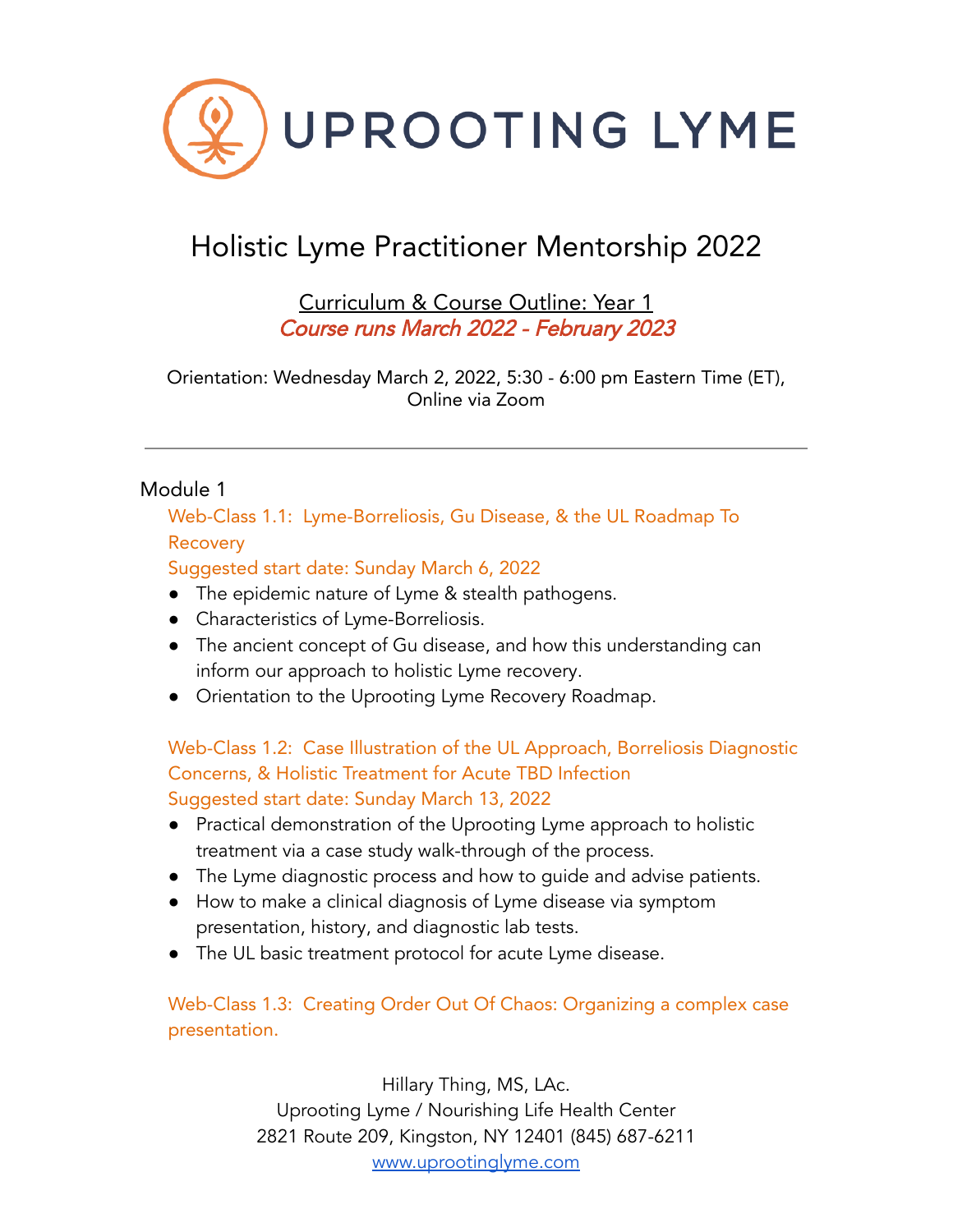# UPROOTING LYME

## Holistic Lyme Practitioner Mentorship 2022

Curriculum & Course Outline: Year 1

*Course runs March 2022 - February 2023*

Orientation: Wednesday March 2, 2022, 5:30 - 6:00 pm Eastern Time (ET), Online via Zoom

---

### Module 1

Web-Class 1.1: Lyme-Borreliosis, Gu Disease, & the UL Roadmap To Recovery

Suggested start date: Sunday March 6, 2022

- The epidemic nature of Lyme & stealth pathogens.
- Characteristics of Lyme-Borreliosis.
- The ancient concept of Gu disease, and how this understanding can inform our approach to holistic Lyme recovery.
- Orientation to the Uprooting Lyme Recovery Roadmap.

Web-Class 1.2: Case Illustration of the UL Approach, Borreliosis Diagnostic Concerns, & Holistic Treatment for Acute TBD Infection

Suggested start date: Sunday March 13, 2022

- Practical demonstration of the Uprooting Lyme approach to holistic treatment via a case study walk-through of the process.
- The Lyme diagnostic process and how to guide and advise patients.
- How to make a clinical diagnosis of Lyme disease via symptom presentation, history, and diagnostic lab tests.
- The UL basic treatment protocol for acute Lyme disease.

Web-Class 1.3: Creating Order Out Of Chaos: Organizing a complex case presentation.

Hillary Thing, MS, LAc.
Uprooting Lyme / Nourishing Life Health Center
2821 Route 209, Kingston, NY 12401 (845) 687-6211
www.uprootinglyme.com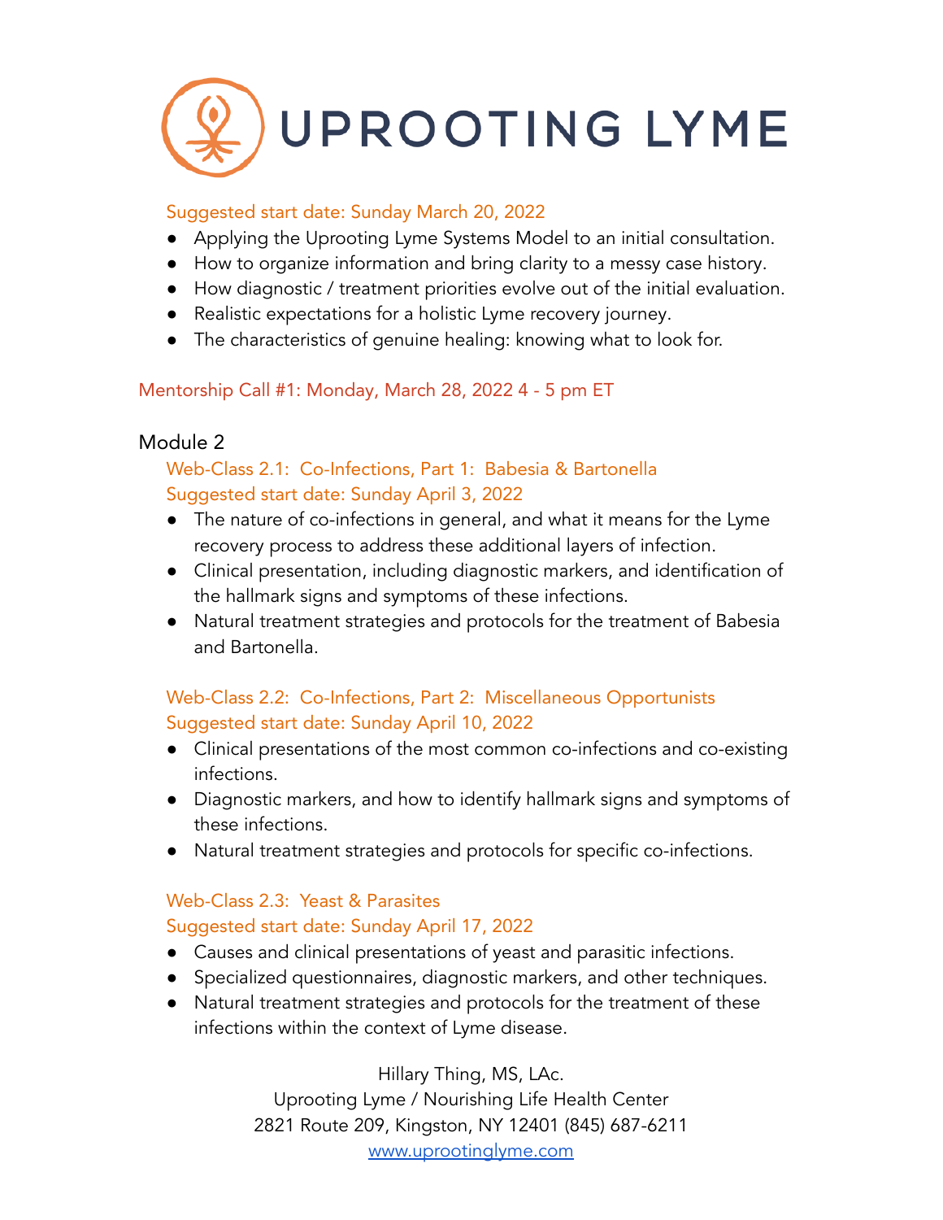# UPROOTING LYME

Suggested start date: Sunday March 20, 2022

- Applying the Uprooting Lyme Systems Model to an initial consultation.
- How to organize information and bring clarity to a messy case history.
- How diagnostic / treatment priorities evolve out of the initial evaluation.
- Realistic expectations for a holistic Lyme recovery journey.
- The characteristics of genuine healing: knowing what to look for.

Mentorship Call #1: Monday, March 28, 2022 4 - 5 pm ET

## Module 2

### Web-Class 2.1: Co-Infections, Part 1: Babesia & Bartonella

Suggested start date: Sunday April 3, 2022

- The nature of co-infections in general, and what it means for the Lyme recovery process to address these additional layers of infection.
- Clinical presentation, including diagnostic markers, and identification of the hallmark signs and symptoms of these infections.
- Natural treatment strategies and protocols for the treatment of Babesia and Bartonella.

### Web-Class 2.2: Co-Infections, Part 2: Miscellaneous Opportunists

Suggested start date: Sunday April 10, 2022

- Clinical presentations of the most common co-infections and co-existing infections.
- Diagnostic markers, and how to identify hallmark signs and symptoms of these infections.
- Natural treatment strategies and protocols for specific co-infections.

### Web-Class 2.3: Yeast & Parasites

Suggested start date: Sunday April 17, 2022

- Causes and clinical presentations of yeast and parasitic infections.
- Specialized questionnaires, diagnostic markers, and other techniques.
- Natural treatment strategies and protocols for the treatment of these infections within the context of Lyme disease.

Hillary Thing, MS, LAc.
Uprooting Lyme / Nourishing Life Health Center
2821 Route 209, Kingston, NY 12401 (845) 687-6211
www.uprootinglyme.com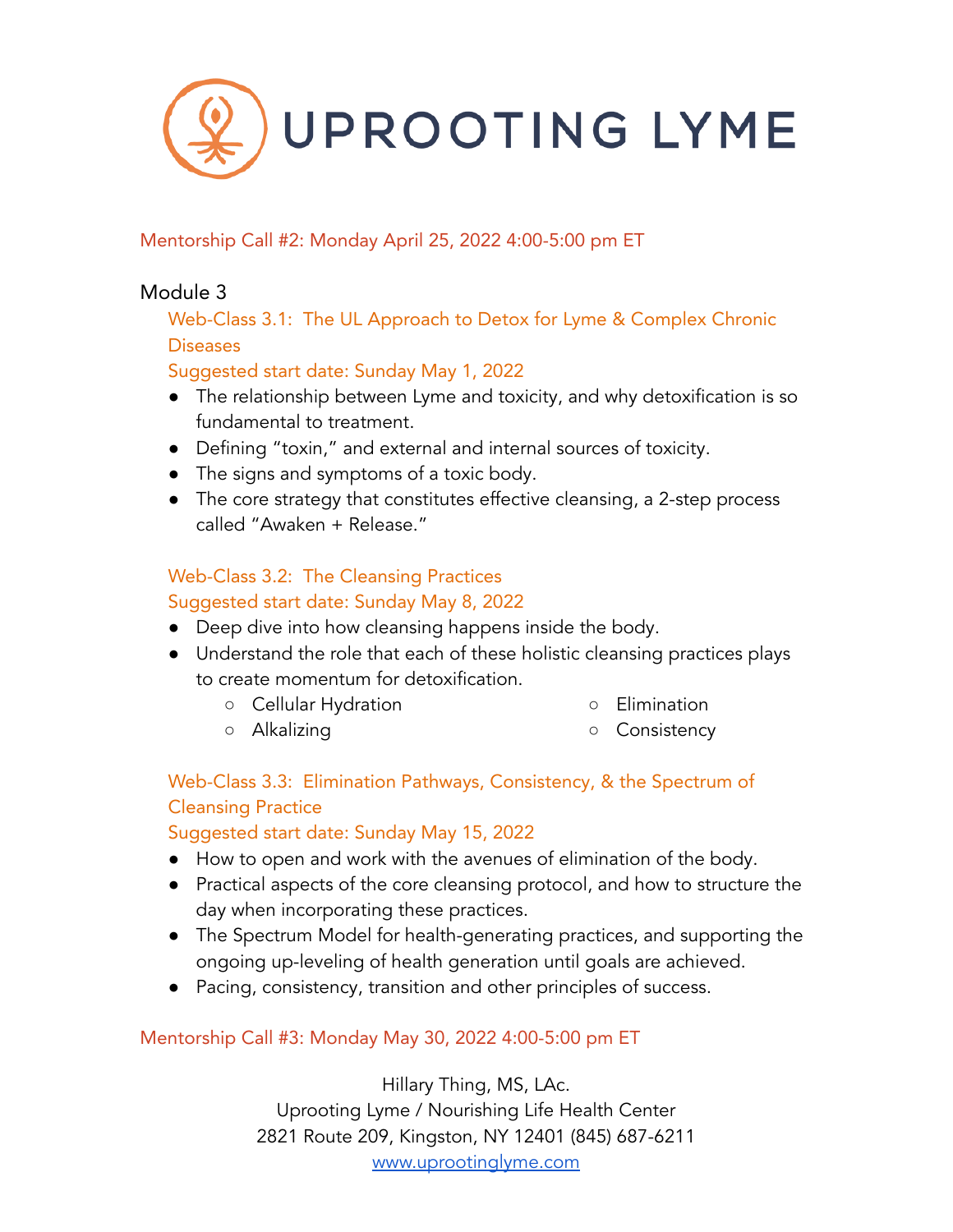# UPROOTING LYME

Mentorship Call #2: Monday April 25, 2022 4:00-5:00 pm ET

## Module 3

### Web-Class 3.1: The UL Approach to Detox for Lyme & Complex Chronic Diseases

Suggested start date: Sunday May 1, 2022

- The relationship between Lyme and toxicity, and why detoxification is so fundamental to treatment.
- Defining "toxin," and external and internal sources of toxicity.
- The signs and symptoms of a toxic body.
- The core strategy that constitutes effective cleansing, a 2-step process called "Awaken + Release."

### Web-Class 3.2: The Cleansing Practices

Suggested start date: Sunday May 8, 2022

- Deep dive into how cleansing happens inside the body.
- Understand the role that each of these holistic cleansing practices plays to create momentum for detoxification.
  - Cellular Hydration
  - Alkalizing
  - Elimination
  - Consistency

### Web-Class 3.3: Elimination Pathways, Consistency, & the Spectrum of Cleansing Practice

Suggested start date: Sunday May 15, 2022

- How to open and work with the avenues of elimination of the body.
- Practical aspects of the core cleansing protocol, and how to structure the day when incorporating these practices.
- The Spectrum Model for health-generating practices, and supporting the ongoing up-leveling of health generation until goals are achieved.
- Pacing, consistency, transition and other principles of success.

Mentorship Call #3: Monday May 30, 2022 4:00-5:00 pm ET

Hillary Thing, MS, LAc.
Uprooting Lyme / Nourishing Life Health Center
2821 Route 209, Kingston, NY 12401 (845) 687-6211
www.uprootinglyme.com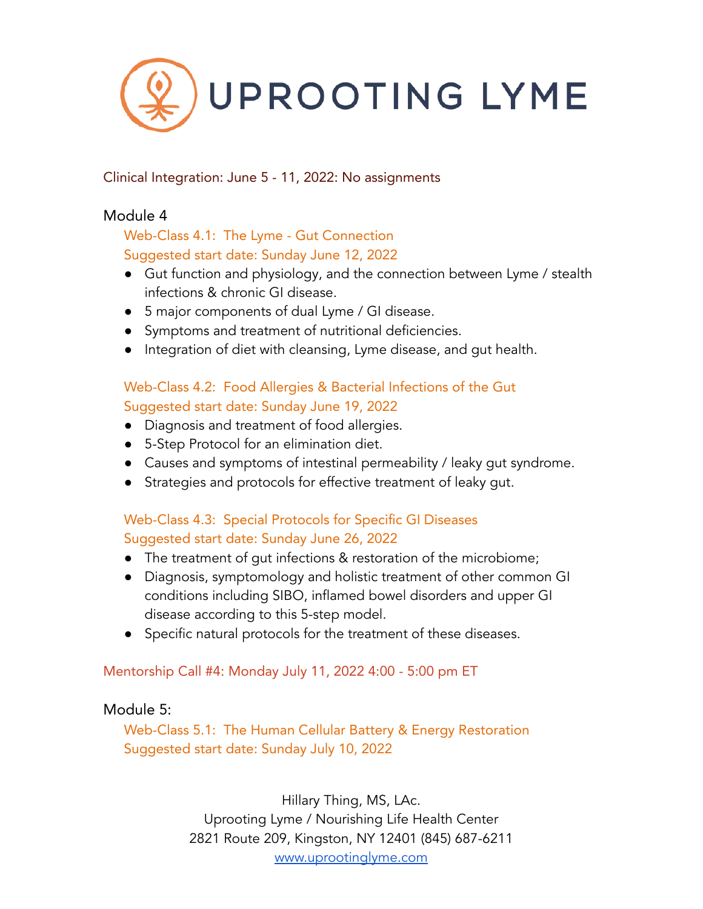UPROOTING LYME

Clinical Integration: June 5 - 11, 2022: No assignments

## Module 4

### Web-Class 4.1: The Lyme - Gut Connection
Suggested start date: Sunday June 12, 2022

- Gut function and physiology, and the connection between Lyme / stealth infections & chronic GI disease.
- 5 major components of dual Lyme / GI disease.
- Symptoms and treatment of nutritional deficiencies.
- Integration of diet with cleansing, Lyme disease, and gut health.

### Web-Class 4.2: Food Allergies & Bacterial Infections of the Gut
Suggested start date: Sunday June 19, 2022

- Diagnosis and treatment of food allergies.
- 5-Step Protocol for an elimination diet.
- Causes and symptoms of intestinal permeability / leaky gut syndrome.
- Strategies and protocols for effective treatment of leaky gut.

### Web-Class 4.3: Special Protocols for Specific GI Diseases
Suggested start date: Sunday June 26, 2022

- The treatment of gut infections & restoration of the microbiome;
- Diagnosis, symptomology and holistic treatment of other common GI conditions including SIBO, inflamed bowel disorders and upper GI disease according to this 5-step model.
- Specific natural protocols for the treatment of these diseases.

Mentorship Call #4: Monday July 11, 2022 4:00 - 5:00 pm ET

## Module 5:

### Web-Class 5.1: The Human Cellular Battery & Energy Restoration
Suggested start date: Sunday July 10, 2022

Hillary Thing, MS, LAc.
Uprooting Lyme / Nourishing Life Health Center
2821 Route 209, Kingston, NY 12401 (845) 687-6211
www.uprootinglyme.com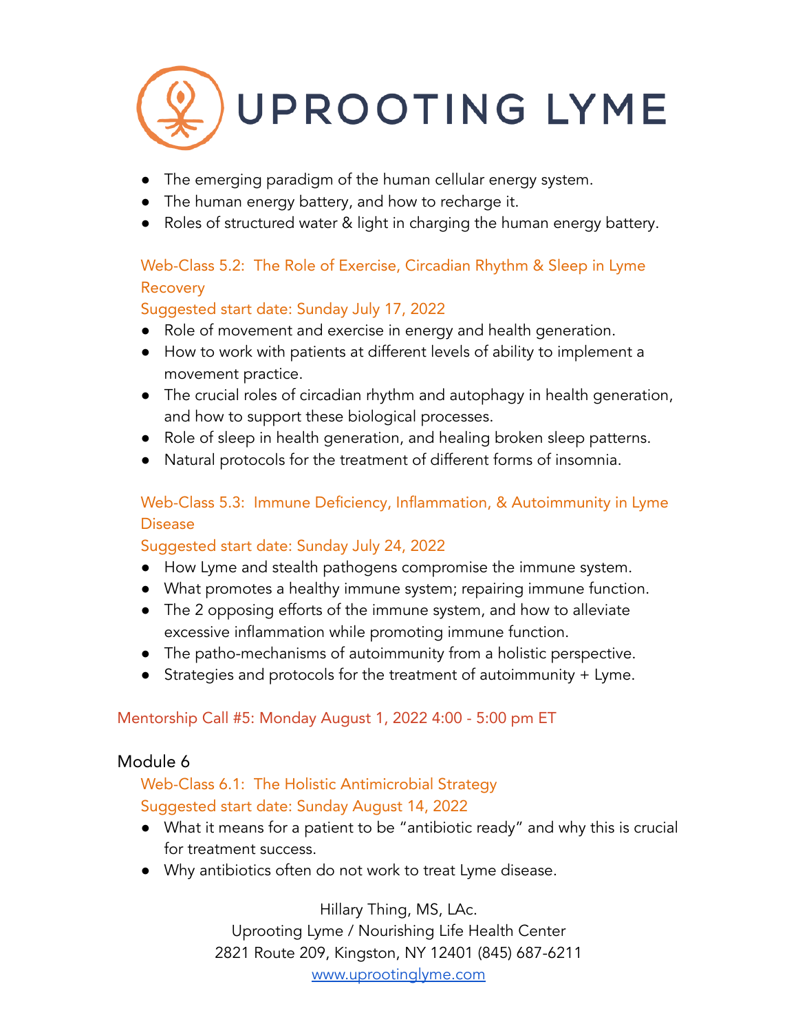- The emerging paradigm of the human cellular energy system.
- The human energy battery, and how to recharge it.
- Roles of structured water & light in charging the human energy battery.

### Web-Class 5.2: The Role of Exercise, Circadian Rhythm & Sleep in Lyme Recovery

Suggested start date: Sunday July 17, 2022

- Role of movement and exercise in energy and health generation.
- How to work with patients at different levels of ability to implement a movement practice.
- The crucial roles of circadian rhythm and autophagy in health generation, and how to support these biological processes.
- Role of sleep in health generation, and healing broken sleep patterns.
- Natural protocols for the treatment of different forms of insomnia.

### Web-Class 5.3: Immune Deficiency, Inflammation, & Autoimmunity in Lyme Disease

Suggested start date: Sunday July 24, 2022

- How Lyme and stealth pathogens compromise the immune system.
- What promotes a healthy immune system; repairing immune function.
- The 2 opposing efforts of the immune system, and how to alleviate excessive inflammation while promoting immune function.
- The patho-mechanisms of autoimmunity from a holistic perspective.
- Strategies and protocols for the treatment of autoimmunity + Lyme.

Mentorship Call #5: Monday August 1, 2022 4:00 - 5:00 pm ET

## Module 6

### Web-Class 6.1: The Holistic Antimicrobial Strategy

Suggested start date: Sunday August 14, 2022

- What it means for a patient to be "antibiotic ready" and why this is crucial for treatment success.
- Why antibiotics often do not work to treat Lyme disease.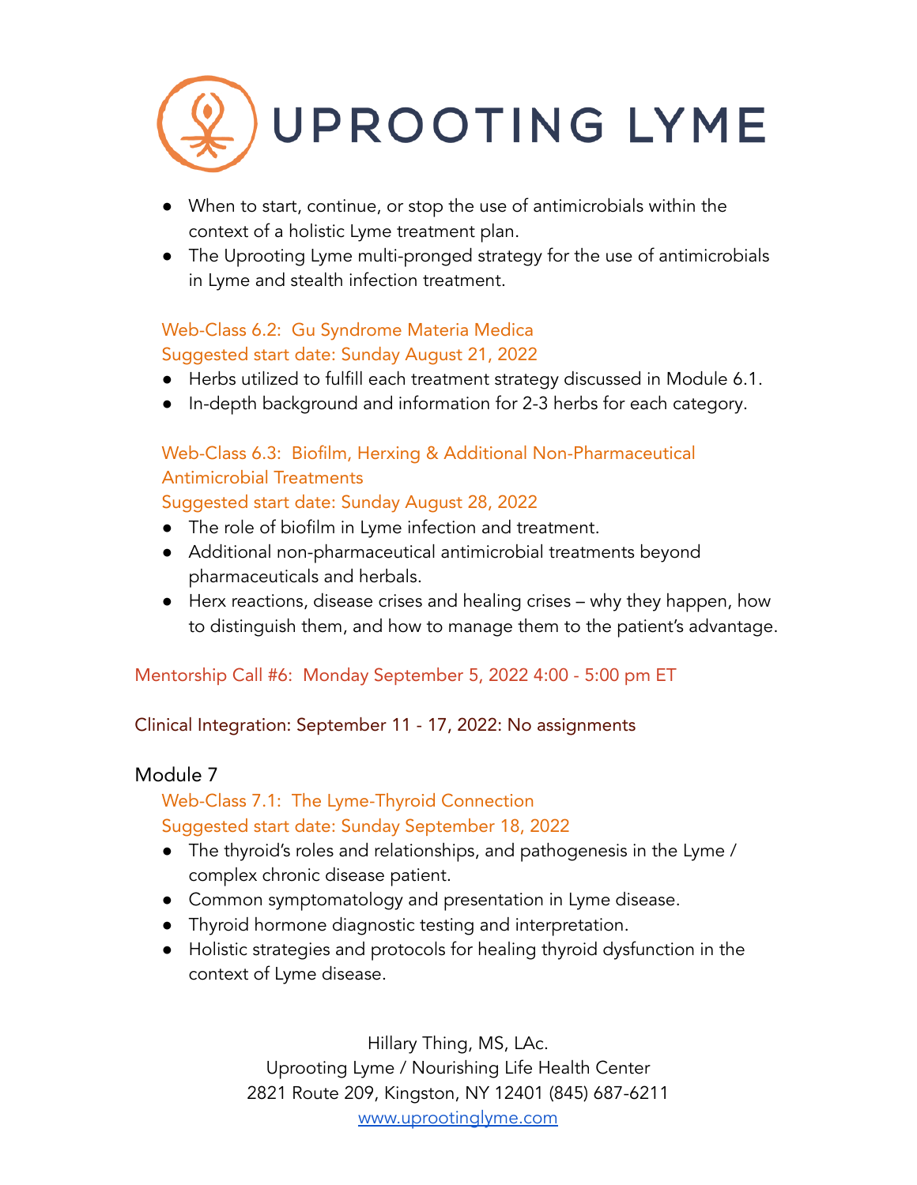- When to start, continue, or stop the use of antimicrobials within the context of a holistic Lyme treatment plan.
- The Uprooting Lyme multi-pronged strategy for the use of antimicrobials in Lyme and stealth infection treatment.

### Web-Class 6.2: Gu Syndrome Materia Medica
Suggested start date: Sunday August 21, 2022

- Herbs utilized to fulfill each treatment strategy discussed in Module 6.1.
- In-depth background and information for 2-3 herbs for each category.

### Web-Class 6.3: Biofilm, Herxing & Additional Non-Pharmaceutical Antimicrobial Treatments
Suggested start date: Sunday August 28, 2022

- The role of biofilm in Lyme infection and treatment.
- Additional non-pharmaceutical antimicrobial treatments beyond pharmaceuticals and herbals.
- Herx reactions, disease crises and healing crises – why they happen, how to distinguish them, and how to manage them to the patient's advantage.

Mentorship Call #6: Monday September 5, 2022 4:00 - 5:00 pm ET

Clinical Integration: September 11 - 17, 2022: No assignments

## Module 7

### Web-Class 7.1: The Lyme-Thyroid Connection
Suggested start date: Sunday September 18, 2022

- The thyroid's roles and relationships, and pathogenesis in the Lyme / complex chronic disease patient.
- Common symptomatology and presentation in Lyme disease.
- Thyroid hormone diagnostic testing and interpretation.
- Holistic strategies and protocols for healing thyroid dysfunction in the context of Lyme disease.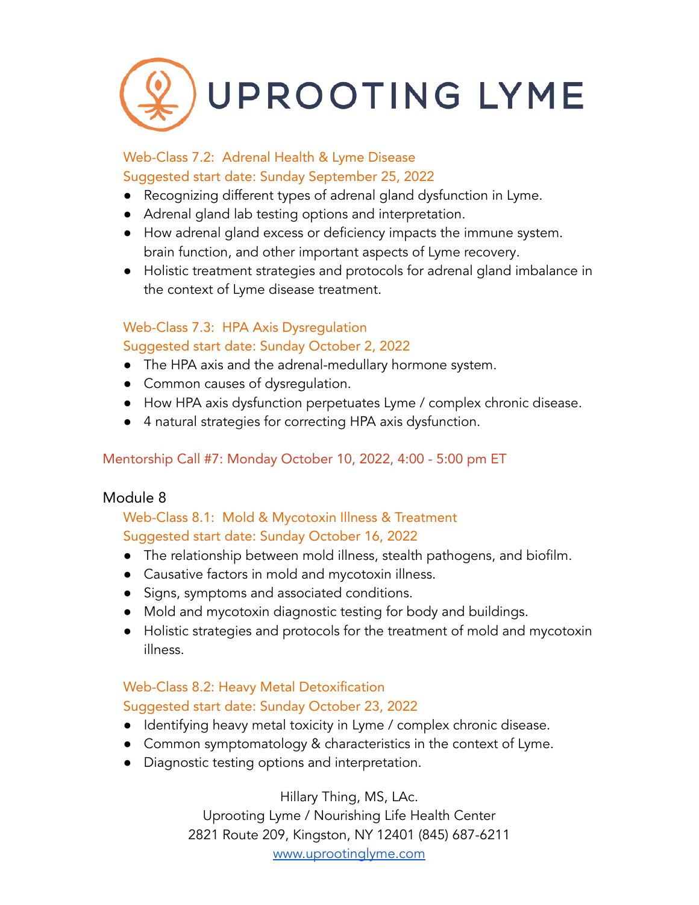# UPROOTING LYME

### Web-Class 7.2: Adrenal Health & Lyme Disease
Suggested start date: Sunday September 25, 2022

- Recognizing different types of adrenal gland dysfunction in Lyme.
- Adrenal gland lab testing options and interpretation.
- How adrenal gland excess or deficiency impacts the immune system. brain function, and other important aspects of Lyme recovery.
- Holistic treatment strategies and protocols for adrenal gland imbalance in the context of Lyme disease treatment.

### Web-Class 7.3: HPA Axis Dysregulation
Suggested start date: Sunday October 2, 2022

- The HPA axis and the adrenal-medullary hormone system.
- Common causes of dysregulation.
- How HPA axis dysfunction perpetuates Lyme / complex chronic disease.
- 4 natural strategies for correcting HPA axis dysfunction.

Mentorship Call #7: Monday October 10, 2022, 4:00 - 5:00 pm ET

## Module 8

### Web-Class 8.1: Mold & Mycotoxin Illness & Treatment
Suggested start date: Sunday October 16, 2022

- The relationship between mold illness, stealth pathogens, and biofilm.
- Causative factors in mold and mycotoxin illness.
- Signs, symptoms and associated conditions.
- Mold and mycotoxin diagnostic testing for body and buildings.
- Holistic strategies and protocols for the treatment of mold and mycotoxin illness.

### Web-Class 8.2: Heavy Metal Detoxification
Suggested start date: Sunday October 23, 2022

- Identifying heavy metal toxicity in Lyme / complex chronic disease.
- Common symptomatology & characteristics in the context of Lyme.
- Diagnostic testing options and interpretation.

Hillary Thing, MS, LAc.
Uprooting Lyme / Nourishing Life Health Center
2821 Route 209, Kingston, NY 12401 (845) 687-6211
www.uprootinglyme.com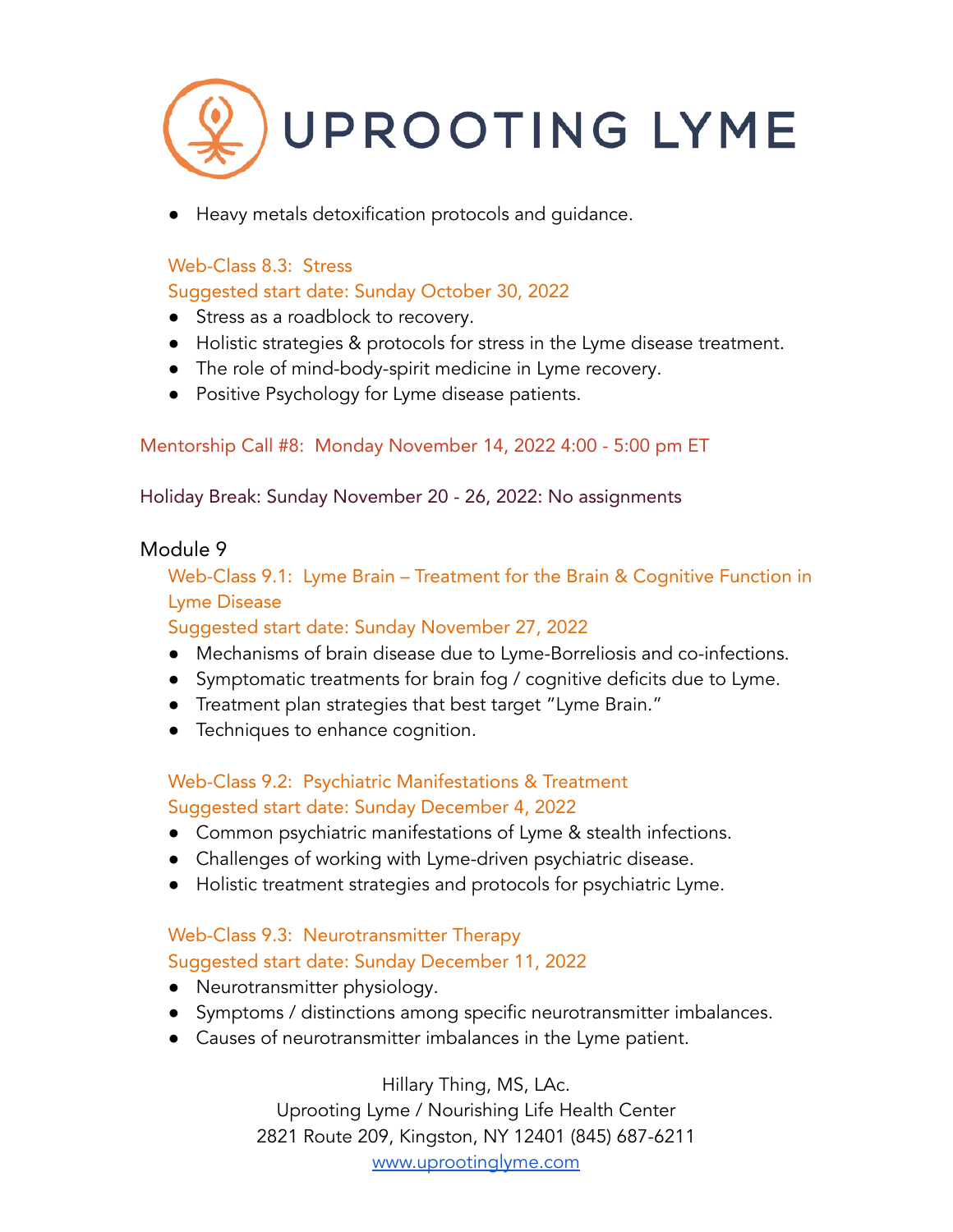- Heavy metals detoxification protocols and guidance.

### Web-Class 8.3: Stress
Suggested start date: Sunday October 30, 2022

- Stress as a roadblock to recovery.
- Holistic strategies & protocols for stress in the Lyme disease treatment.
- The role of mind-body-spirit medicine in Lyme recovery.
- Positive Psychology for Lyme disease patients.

Mentorship Call #8: Monday November 14, 2022 4:00 - 5:00 pm ET

Holiday Break: Sunday November 20 - 26, 2022: No assignments

## Module 9

### Web-Class 9.1: Lyme Brain – Treatment for the Brain & Cognitive Function in Lyme Disease
Suggested start date: Sunday November 27, 2022

- Mechanisms of brain disease due to Lyme-Borreliosis and co-infections.
- Symptomatic treatments for brain fog / cognitive deficits due to Lyme.
- Treatment plan strategies that best target "Lyme Brain."
- Techniques to enhance cognition.

### Web-Class 9.2: Psychiatric Manifestations & Treatment
Suggested start date: Sunday December 4, 2022

- Common psychiatric manifestations of Lyme & stealth infections.
- Challenges of working with Lyme-driven psychiatric disease.
- Holistic treatment strategies and protocols for psychiatric Lyme.

### Web-Class 9.3: Neurotransmitter Therapy
Suggested start date: Sunday December 11, 2022

- Neurotransmitter physiology.
- Symptoms / distinctions among specific neurotransmitter imbalances.
- Causes of neurotransmitter imbalances in the Lyme patient.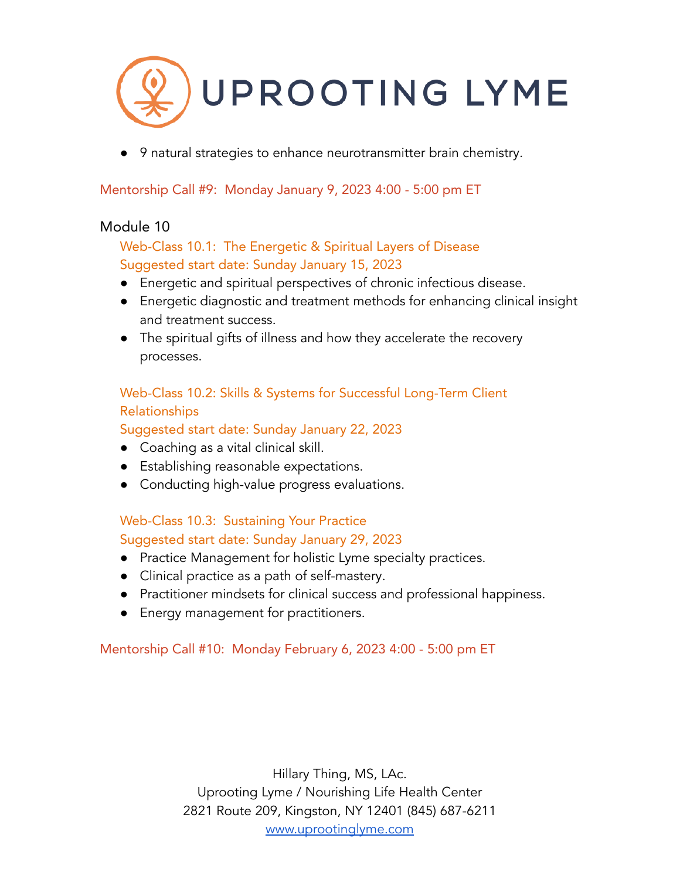- 9 natural strategies to enhance neurotransmitter brain chemistry.

Mentorship Call #9: Monday January 9, 2023 4:00 - 5:00 pm ET

## Module 10

### Web-Class 10.1: The Energetic & Spiritual Layers of Disease

Suggested start date: Sunday January 15, 2023

- Energetic and spiritual perspectives of chronic infectious disease.
- Energetic diagnostic and treatment methods for enhancing clinical insight and treatment success.
- The spiritual gifts of illness and how they accelerate the recovery processes.

### Web-Class 10.2: Skills & Systems for Successful Long-Term Client Relationships

Suggested start date: Sunday January 22, 2023

- Coaching as a vital clinical skill.
- Establishing reasonable expectations.
- Conducting high-value progress evaluations.

### Web-Class 10.3: Sustaining Your Practice

Suggested start date: Sunday January 29, 2023

- Practice Management for holistic Lyme specialty practices.
- Clinical practice as a path of self-mastery.
- Practitioner mindsets for clinical success and professional happiness.
- Energy management for practitioners.

Mentorship Call #10: Monday February 6, 2023 4:00 - 5:00 pm ET